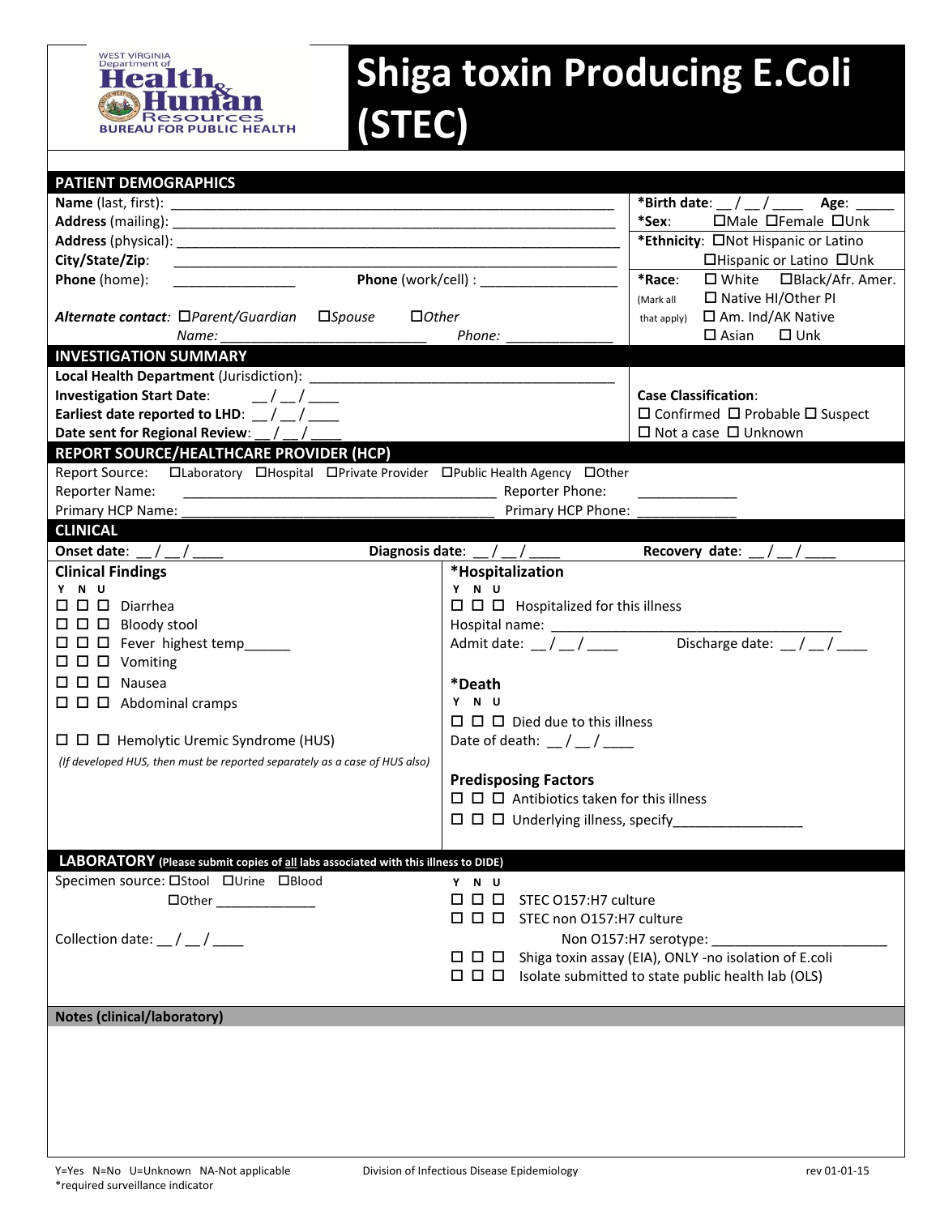WEST VIRGINIA Department of Health & Human Resources BUREAU FOR PUBLIC HEALTH

# Shiga toxin Producing E.Coli (STEC)

## PATIENT DEMOGRAPHICS

**Name** (last, first): ____________________________________________________________

**Address** (mailing): ____________________________________________________________

**Address** (physical): ____________________________________________________________

**City/State/Zip**: ____________________________________________________________

**Phone** (home): ________________ **Phone** (work/cell) : __________________

***Alternate contact:*** ☐*Parent/Guardian* ☐*Spouse* ☐*Other*

*Name:* ___________________________ *Phone:* ______________

***Birth date**: __ / __ / ____ **Age**: _____

***Sex**: ☐Male ☐Female ☐Unk

***Ethnicity**: ☐Not Hispanic or Latino ☐Hispanic or Latino ☐Unk

***Race**: (Mark all that apply) ☐ White ☐Black/Afr. Amer. ☐ Native HI/Other PI ☐ Am. Ind/AK Native ☐ Asian ☐ Unk

## INVESTIGATION SUMMARY

**Local Health Department** (Jurisdiction): ___________________________________________

**Investigation Start Date**: __ / __ / ____

**Earliest date reported to LHD**: __ / __ / ____

**Date sent for Regional Review**: __ / __ / ____

**Case Classification**:
☐ Confirmed ☐ Probable ☐ Suspect
☐ Not a case ☐ Unknown

## REPORT SOURCE/HEALTHCARE PROVIDER (HCP)

Report Source: ☐Laboratory ☐Hospital ☐Private Provider ☐Public Health Agency ☐Other

Reporter Name: ________________________________________ Reporter Phone: _____________

Primary HCP Name: ________________________________________ Primary HCP Phone: _____________

## CLINICAL

**Onset date**: __ / __ / ____ **Diagnosis date**: __ / __ / ____ **Recovery date**: __ / __ / ____

### Clinical Findings

| Y | N | U | |
|---|---|---|---|
| ☐ | ☐ | ☐ | Diarrhea |
| ☐ | ☐ | ☐ | Bloody stool |
| ☐ | ☐ | ☐ | Fever highest temp______ |
| ☐ | ☐ | ☐ | Vomiting |
| ☐ | ☐ | ☐ | Nausea |
| ☐ | ☐ | ☐ | Abdominal cramps |
| ☐ | ☐ | ☐ | Hemolytic Uremic Syndrome (HUS) |

*(If developed HUS, then must be reported separately as a case of HUS also)*

### *Hospitalization

| Y | N | U | |
|---|---|---|---|
| ☐ | ☐ | ☐ | Hospitalized for this illness |

Hospital name: _______________________________________

Admit date: __ / __ / ____ Discharge date: __ / __ / ____

### *Death

| Y | N | U | |
|---|---|---|---|
| ☐ | ☐ | ☐ | Died due to this illness |

Date of death: __ / __ / ____

### Predisposing Factors

| Y | N | U | |
|---|---|---|---|
| ☐ | ☐ | ☐ | Antibiotics taken for this illness |
| ☐ | ☐ | ☐ | Underlying illness, specify_________________ |

## LABORATORY (Please submit copies of **all** labs associated with this illness to DIDE)

Specimen source: ☐Stool ☐Urine ☐Blood ☐Other ______________

Collection date: __ / __ / ____

| Y | N | U | |
|---|---|---|---|
| ☐ | ☐ | ☐ | STEC O157:H7 culture |
| ☐ | ☐ | ☐ | STEC non O157:H7 culture |

Non O157:H7 serotype: _______________________

| Y | N | U | |
|---|---|---|---|
| ☐ | ☐ | ☐ | Shiga toxin assay (EIA), ONLY -no isolation of E.coli |
| ☐ | ☐ | ☐ | Isolate submitted to state public health lab (OLS) |

## Notes (clinical/laboratory)

Y=Yes N=No U=Unknown NA-Not applicable
*required surveillance indicator

Division of Infectious Disease Epidemiology

rev 01-01-15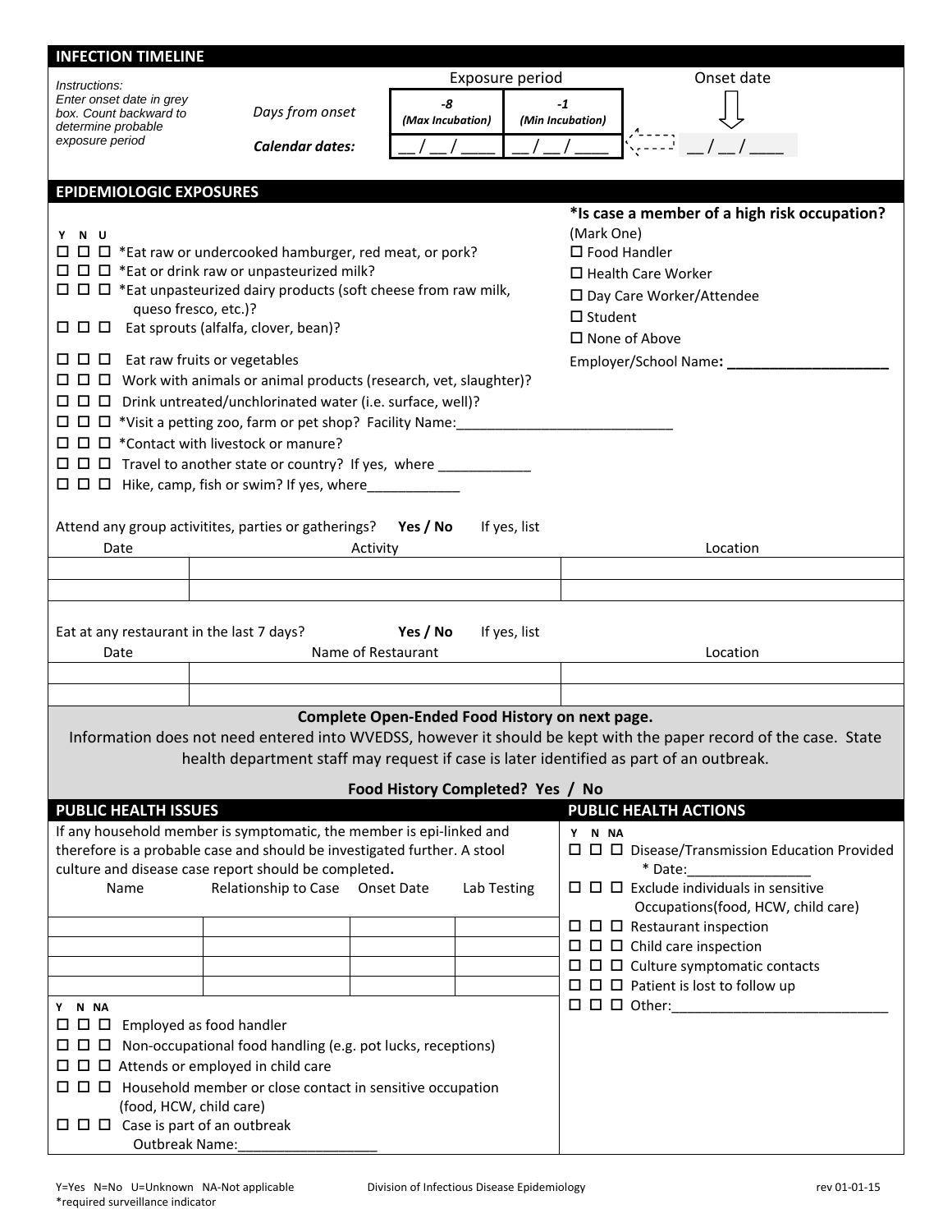## INFECTION TIMELINE

*Instructions: Enter onset date in grey box. Count backward to determine probable exposure period*

| | Exposure period | | Onset date |
|---|---|---|---|
| *Days from onset* | ***-8*** *(Max Incubation)* | ***-1*** *(Min Incubation)* | ⇩ |
| ***Calendar dates:*** | __ / __ / ____ | __ / __ / ____ | __ / __ / ____ |

## EPIDEMIOLOGIC EXPOSURES

**Y N U**

- ☐ ☐ ☐ *Eat raw or undercooked hamburger, red meat, or pork?
- ☐ ☐ ☐ *Eat or drink raw or unpasteurized milk?
- ☐ ☐ ☐ *Eat unpasteurized dairy products (soft cheese from raw milk, queso fresco, etc.)?
- ☐ ☐ ☐ Eat sprouts (alfalfa, clover, bean)?
- ☐ ☐ ☐ Eat raw fruits or vegetables
- ☐ ☐ ☐ Work with animals or animal products (research, vet, slaughter)?
- ☐ ☐ ☐ Drink untreated/unchlorinated water (i.e. surface, well)?
- ☐ ☐ ☐ *Visit a petting zoo, farm or pet shop? Facility Name:____________________________
- ☐ ☐ ☐ *Contact with livestock or manure?
- ☐ ☐ ☐ Travel to another state or country? If yes, where ____________
- ☐ ☐ ☐ Hike, camp, fish or swim? If yes, where____________

**\*Is case a member of a high risk occupation?**
(Mark One)

- ☐ Food Handler
- ☐ Health Care Worker
- ☐ Day Care Worker/Attendee
- ☐ Student
- ☐ None of Above

Employer/School Name**: ____________________**

Attend any group activitites, parties or gatherings? **Yes / No** If yes, list

| Date | Activity | Location |
|---|---|---|
| | | |
| | | |

Eat at any restaurant in the last 7 days? **Yes / No** If yes, list

| Date | Name of Restaurant | Location |
|---|---|---|
| | | |
| | | |

**Complete Open-Ended Food History on next page.**
Information does not need entered into WVEDSS, however it should be kept with the paper record of the case. State health department staff may request if case is later identified as part of an outbreak.

**Food History Completed? Yes / No**

## PUBLIC HEALTH ISSUES

If any household member is symptomatic, the member is epi-linked and therefore is a probable case and should be investigated further. A stool culture and disease case report should be completed**.**

| Name | Relationship to Case | Onset Date | Lab Testing |
|---|---|---|---|
| | | | |
| | | | |
| | | | |
| | | | |

**Y N NA**

- ☐ ☐ ☐ Employed as food handler
- ☐ ☐ ☐ Non-occupational food handling (e.g. pot lucks, receptions)
- ☐ ☐ ☐ Attends or employed in child care
- ☐ ☐ ☐ Household member or close contact in sensitive occupation (food, HCW, child care)
- ☐ ☐ ☐ Case is part of an outbreak
  Outbreak Name:__________________

## PUBLIC HEALTH ACTIONS

**Y N NA**

- ☐ ☐ ☐ Disease/Transmission Education Provided
  \* Date:________________
- ☐ ☐ ☐ Exclude individuals in sensitive Occupations(food, HCW, child care)
- ☐ ☐ ☐ Restaurant inspection
- ☐ ☐ ☐ Child care inspection
- ☐ ☐ ☐ Culture symptomatic contacts
- ☐ ☐ ☐ Patient is lost to follow up
- ☐ ☐ ☐ Other:____________________________

Y=Yes N=No U=Unknown NA-Not applicable
*required surveillance indicator

Division of Infectious Disease Epidemiology

rev 01-01-15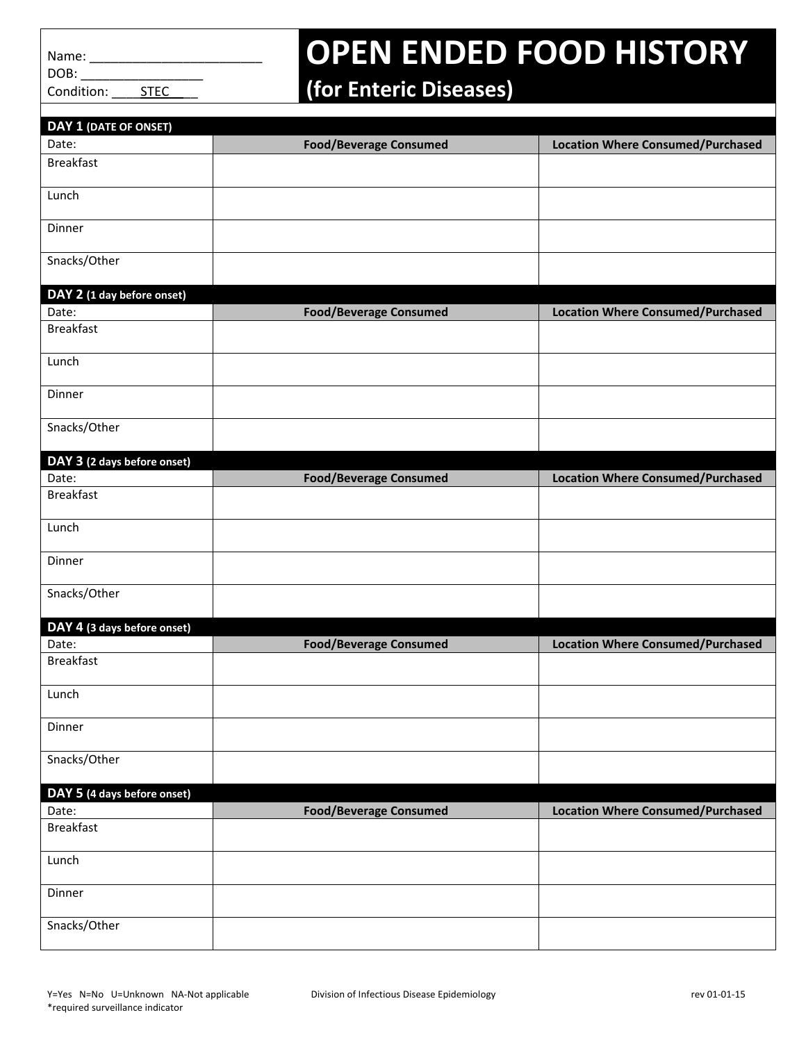Name: ________________________
DOB: _________________
Condition: ____STEC____

# OPEN ENDED FOOD HISTORY
## (for Enteric Diseases)

| **DAY 1** (DATE OF ONSET) | | |
|---|---|---|
| Date: | **Food/Beverage Consumed** | **Location Where Consumed/Purchased** |
| Breakfast | | |
| Lunch | | |
| Dinner | | |
| Snacks/Other | | |

| **DAY 2** (1 day before onset) | | |
|---|---|---|
| Date: | **Food/Beverage Consumed** | **Location Where Consumed/Purchased** |
| Breakfast | | |
| Lunch | | |
| Dinner | | |
| Snacks/Other | | |

| **DAY 3** (2 days before onset) | | |
|---|---|---|
| Date: | **Food/Beverage Consumed** | **Location Where Consumed/Purchased** |
| Breakfast | | |
| Lunch | | |
| Dinner | | |
| Snacks/Other | | |

| **DAY 4** (3 days before onset) | | |
|---|---|---|
| Date: | **Food/Beverage Consumed** | **Location Where Consumed/Purchased** |
| Breakfast | | |
| Lunch | | |
| Dinner | | |
| Snacks/Other | | |

| **DAY 5** (4 days before onset) | | |
|---|---|---|
| Date: | **Food/Beverage Consumed** | **Location Where Consumed/Purchased** |
| Breakfast | | |
| Lunch | | |
| Dinner | | |
| Snacks/Other | | |

Y=Yes N=No U=Unknown NA-Not applicable
*required surveillance indicator

Division of Infectious Disease Epidemiology

rev 01-01-15